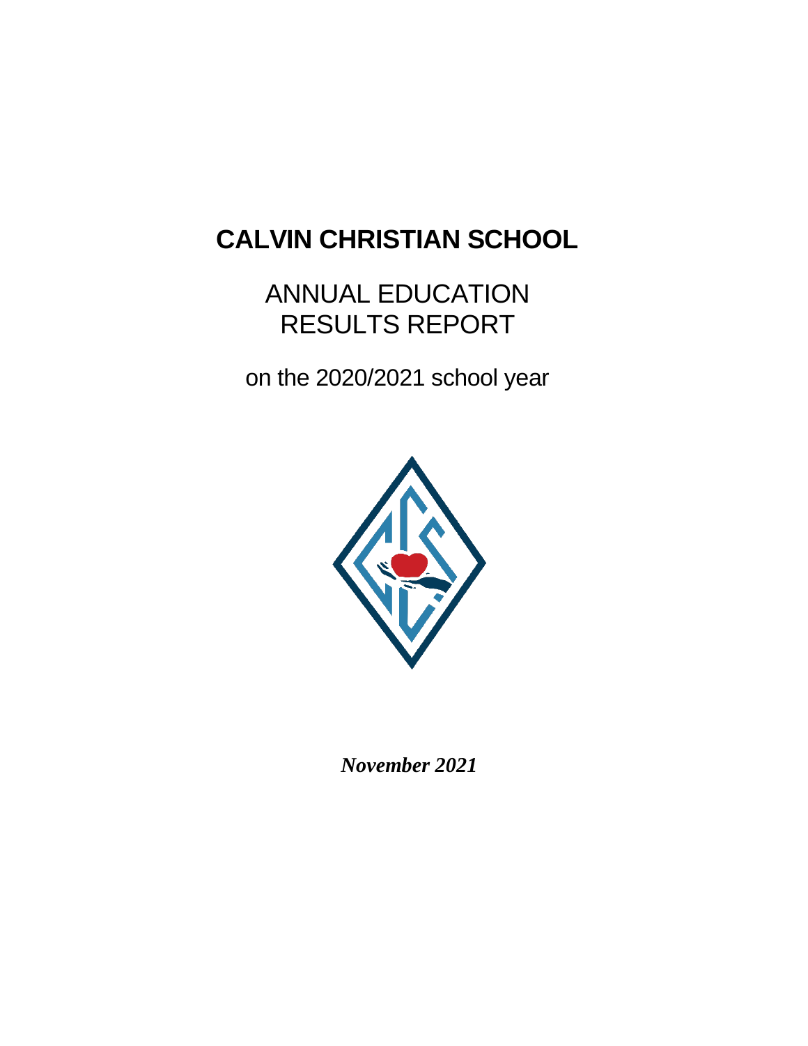# CALVIN CHRISTIAN SCHOOL

## ANNUAL EDUCATION RESULTS REPORT

on the 2020/2021 school year

***November 2021***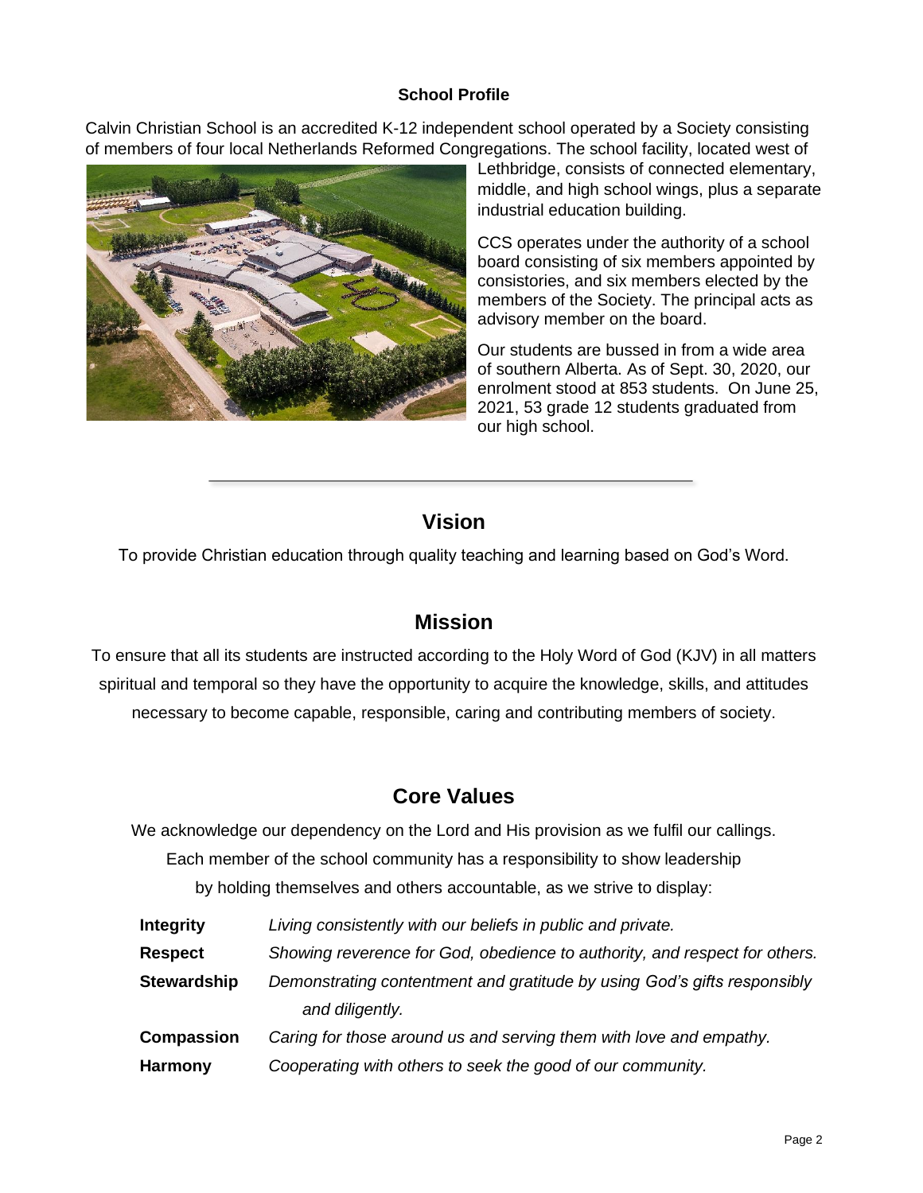## School Profile

Calvin Christian School is an accredited K-12 independent school operated by a Society consisting of members of four local Netherlands Reformed Congregations. The school facility, located west of Lethbridge, consists of connected elementary, middle, and high school wings, plus a separate industrial education building.

CCS operates under the authority of a school board consisting of six members appointed by consistories, and six members elected by the members of the Society. The principal acts as advisory member on the board.

Our students are bussed in from a wide area of southern Alberta. As of Sept. 30, 2020, our enrolment stood at 853 students. On June 25, 2021, 53 grade 12 students graduated from our high school.

---

## Vision

To provide Christian education through quality teaching and learning based on God's Word.

## Mission

To ensure that all its students are instructed according to the Holy Word of God (KJV) in all matters spiritual and temporal so they have the opportunity to acquire the knowledge, skills, and attitudes necessary to become capable, responsible, caring and contributing members of society.

## Core Values

We acknowledge our dependency on the Lord and His provision as we fulfil our callings. Each member of the school community has a responsibility to show leadership by holding themselves and others accountable, as we strive to display:

| | |
|---|---|
| **Integrity** | *Living consistently with our beliefs in public and private.* |
| **Respect** | *Showing reverence for God, obedience to authority, and respect for others.* |
| **Stewardship** | *Demonstrating contentment and gratitude by using God's gifts responsibly and diligently.* |
| **Compassion** | *Caring for those around us and serving them with love and empathy.* |
| **Harmony** | *Cooperating with others to seek the good of our community.* |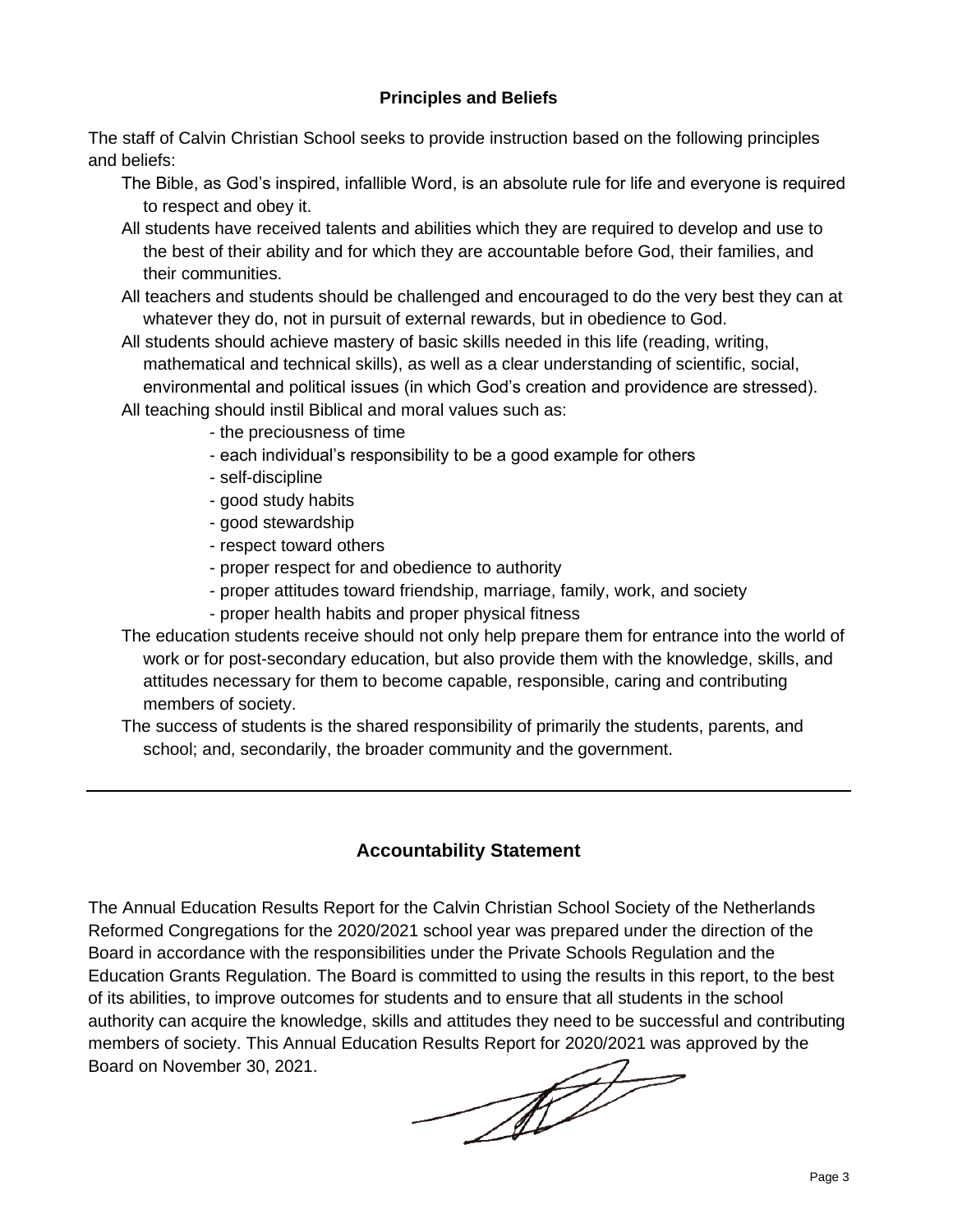## Principles and Beliefs

The staff of Calvin Christian School seeks to provide instruction based on the following principles and beliefs:

The Bible, as God's inspired, infallible Word, is an absolute rule for life and everyone is required to respect and obey it.

All students have received talents and abilities which they are required to develop and use to the best of their ability and for which they are accountable before God, their families, and their communities.

All teachers and students should be challenged and encouraged to do the very best they can at whatever they do, not in pursuit of external rewards, but in obedience to God.

All students should achieve mastery of basic skills needed in this life (reading, writing, mathematical and technical skills), as well as a clear understanding of scientific, social, environmental and political issues (in which God's creation and providence are stressed).

All teaching should instil Biblical and moral values such as:

- the preciousness of time
- each individual's responsibility to be a good example for others
- self-discipline
- good study habits
- good stewardship
- respect toward others
- proper respect for and obedience to authority
- proper attitudes toward friendship, marriage, family, work, and society
- proper health habits and proper physical fitness

The education students receive should not only help prepare them for entrance into the world of work or for post-secondary education, but also provide them with the knowledge, skills, and attitudes necessary for them to become capable, responsible, caring and contributing members of society.

The success of students is the shared responsibility of primarily the students, parents, and school; and, secondarily, the broader community and the government.

---

## Accountability Statement

The Annual Education Results Report for the Calvin Christian School Society of the Netherlands Reformed Congregations for the 2020/2021 school year was prepared under the direction of the Board in accordance with the responsibilities under the Private Schools Regulation and the Education Grants Regulation. The Board is committed to using the results in this report, to the best of its abilities, to improve outcomes for students and to ensure that all students in the school authority can acquire the knowledge, skills and attitudes they need to be successful and contributing members of society. This Annual Education Results Report for 2020/2021 was approved by the Board on November 30, 2021.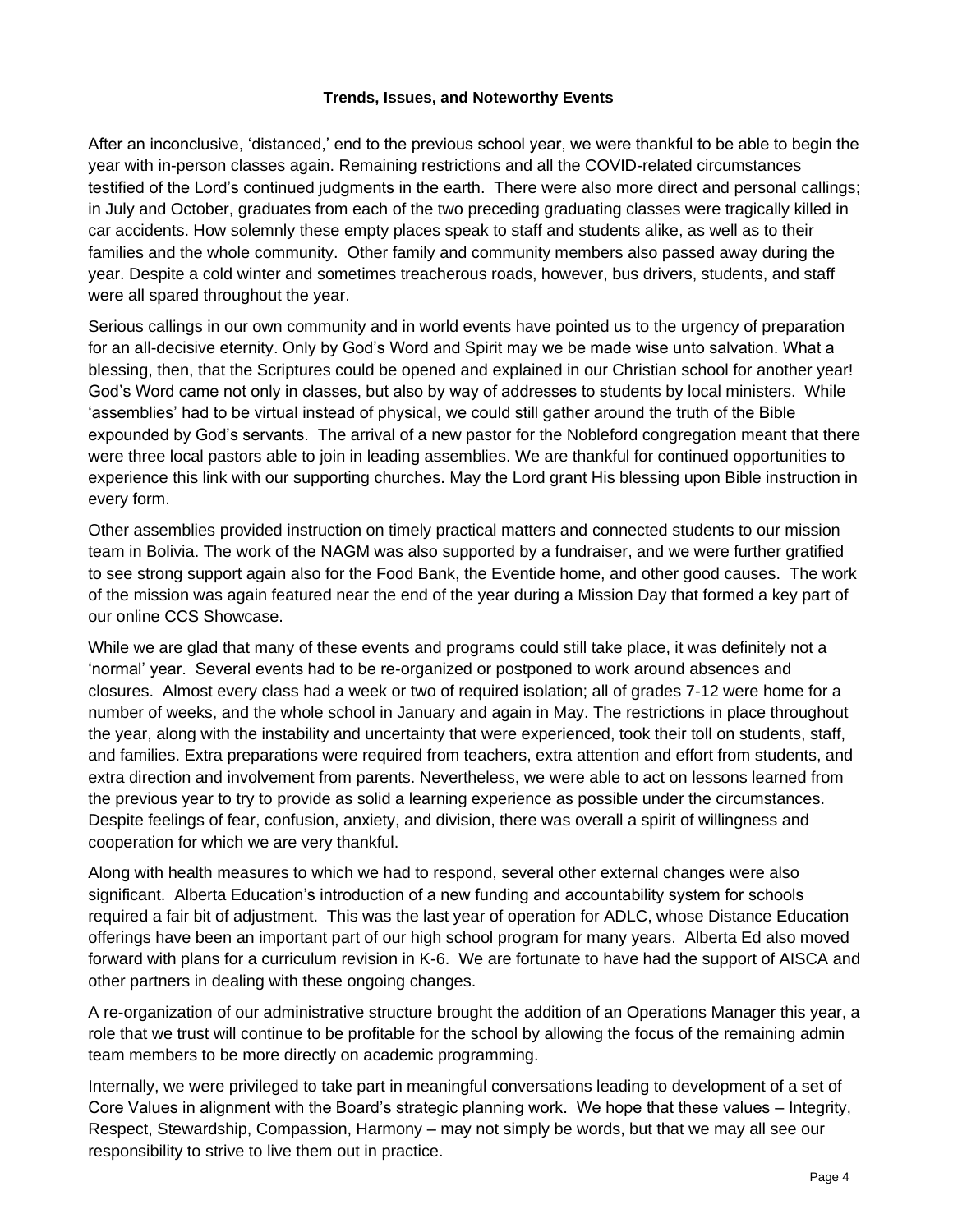**Trends, Issues, and Noteworthy Events**

After an inconclusive, 'distanced,' end to the previous school year, we were thankful to be able to begin the year with in-person classes again. Remaining restrictions and all the COVID-related circumstances testified of the Lord's continued judgments in the earth. There were also more direct and personal callings; in July and October, graduates from each of the two preceding graduating classes were tragically killed in car accidents. How solemnly these empty places speak to staff and students alike, as well as to their families and the whole community. Other family and community members also passed away during the year. Despite a cold winter and sometimes treacherous roads, however, bus drivers, students, and staff were all spared throughout the year.

Serious callings in our own community and in world events have pointed us to the urgency of preparation for an all-decisive eternity. Only by God's Word and Spirit may we be made wise unto salvation. What a blessing, then, that the Scriptures could be opened and explained in our Christian school for another year! God's Word came not only in classes, but also by way of addresses to students by local ministers. While 'assemblies' had to be virtual instead of physical, we could still gather around the truth of the Bible expounded by God's servants. The arrival of a new pastor for the Nobleford congregation meant that there were three local pastors able to join in leading assemblies. We are thankful for continued opportunities to experience this link with our supporting churches. May the Lord grant His blessing upon Bible instruction in every form.

Other assemblies provided instruction on timely practical matters and connected students to our mission team in Bolivia. The work of the NAGM was also supported by a fundraiser, and we were further gratified to see strong support again also for the Food Bank, the Eventide home, and other good causes. The work of the mission was again featured near the end of the year during a Mission Day that formed a key part of our online CCS Showcase.

While we are glad that many of these events and programs could still take place, it was definitely not a 'normal' year. Several events had to be re-organized or postponed to work around absences and closures. Almost every class had a week or two of required isolation; all of grades 7-12 were home for a number of weeks, and the whole school in January and again in May. The restrictions in place throughout the year, along with the instability and uncertainty that were experienced, took their toll on students, staff, and families. Extra preparations were required from teachers, extra attention and effort from students, and extra direction and involvement from parents. Nevertheless, we were able to act on lessons learned from the previous year to try to provide as solid a learning experience as possible under the circumstances. Despite feelings of fear, confusion, anxiety, and division, there was overall a spirit of willingness and cooperation for which we are very thankful.

Along with health measures to which we had to respond, several other external changes were also significant. Alberta Education's introduction of a new funding and accountability system for schools required a fair bit of adjustment. This was the last year of operation for ADLC, whose Distance Education offerings have been an important part of our high school program for many years. Alberta Ed also moved forward with plans for a curriculum revision in K-6. We are fortunate to have had the support of AISCA and other partners in dealing with these ongoing changes.

A re-organization of our administrative structure brought the addition of an Operations Manager this year, a role that we trust will continue to be profitable for the school by allowing the focus of the remaining admin team members to be more directly on academic programming.

Internally, we were privileged to take part in meaningful conversations leading to development of a set of Core Values in alignment with the Board's strategic planning work. We hope that these values – Integrity, Respect, Stewardship, Compassion, Harmony – may not simply be words, but that we may all see our responsibility to strive to live them out in practice.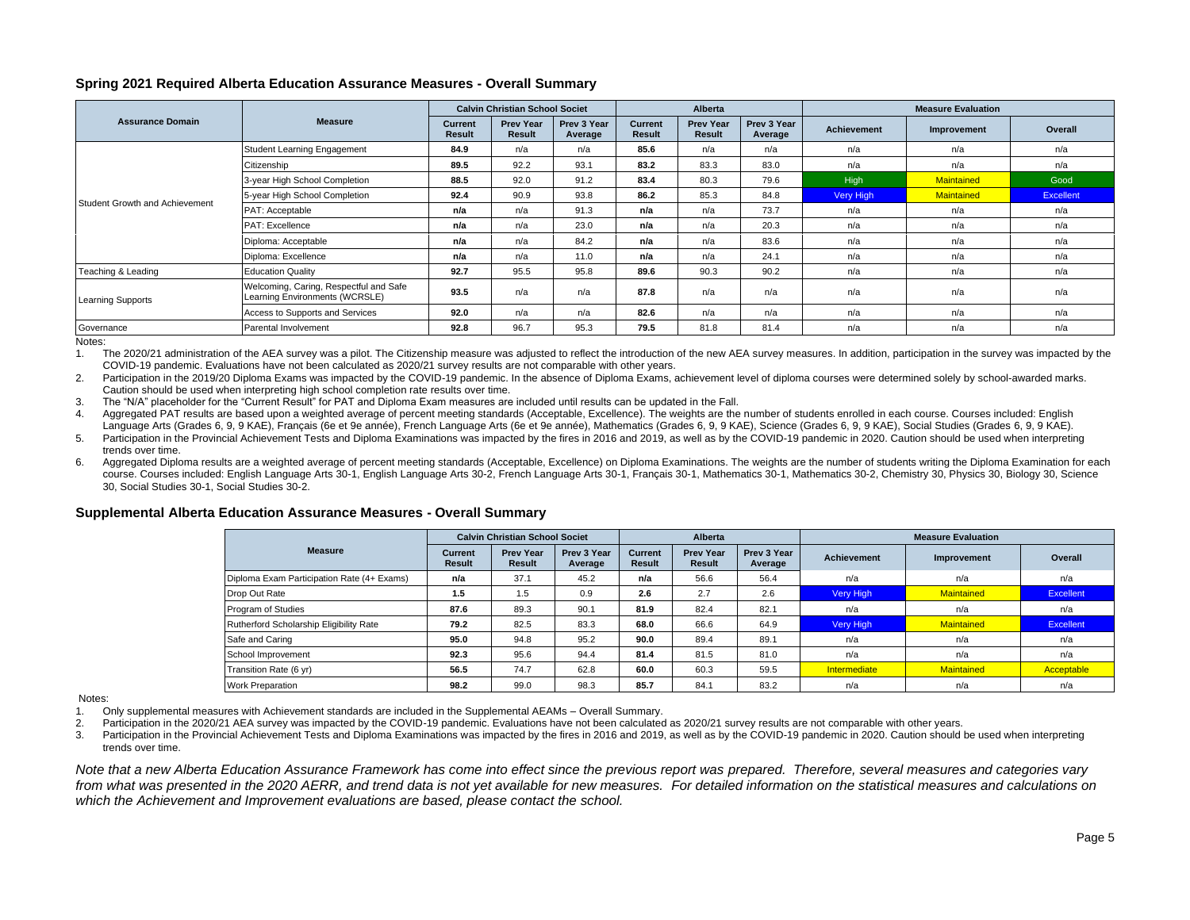### Spring 2021 Required Alberta Education Assurance Measures - Overall Summary

| Assurance Domain | Measure | Calvin Christian School Societ | | | Alberta | | | Measure Evaluation | | |
|---|---|---|---|---|---|---|---|---|---|---|
| | | Current Result | Prev Year Result | Prev 3 Year Average | Current Result | Prev Year Result | Prev 3 Year Average | Achievement | Improvement | Overall |
| Student Growth and Achievement | Student Learning Engagement | **84.9** | n/a | n/a | **85.6** | n/a | n/a | n/a | n/a | n/a |
| | Citizenship | **89.5** | 92.2 | 93.1 | **83.2** | 83.3 | 83.0 | n/a | n/a | n/a |
| | 3-year High School Completion | **88.5** | 92.0 | 91.2 | **83.4** | 80.3 | 79.6 | High | Maintained | Good |
| | 5-year High School Completion | **92.4** | 90.9 | 93.8 | **86.2** | 85.3 | 84.8 | Very High | Maintained | Excellent |
| | PAT: Acceptable | **n/a** | n/a | 91.3 | **n/a** | n/a | 73.7 | n/a | n/a | n/a |
| | PAT: Excellence | **n/a** | n/a | 23.0 | **n/a** | n/a | 20.3 | n/a | n/a | n/a |
| | Diploma: Acceptable | **n/a** | n/a | 84.2 | **n/a** | n/a | 83.6 | n/a | n/a | n/a |
| | Diploma: Excellence | **n/a** | n/a | 11.0 | **n/a** | n/a | 24.1 | n/a | n/a | n/a |
| Teaching & Leading | Education Quality | **92.7** | 95.5 | 95.8 | **89.6** | 90.3 | 90.2 | n/a | n/a | n/a |
| Learning Supports | Welcoming, Caring, Respectful and Safe Learning Environments (WCRSLE) | **93.5** | n/a | n/a | **87.8** | n/a | n/a | n/a | n/a | n/a |
| | Access to Supports and Services | **92.0** | n/a | n/a | **82.6** | n/a | n/a | n/a | n/a | n/a |
| Governance | Parental Involvement | **92.8** | 96.7 | 95.3 | **79.5** | 81.8 | 81.4 | n/a | n/a | n/a |

Notes:

1. The 2020/21 administration of the AEA survey was a pilot. The Citizenship measure was adjusted to reflect the introduction of the new AEA survey measures. In addition, participation in the survey was impacted by the COVID-19 pandemic. Evaluations have not been calculated as 2020/21 survey results are not comparable with other years.
2. Participation in the 2019/20 Diploma Exams was impacted by the COVID-19 pandemic. In the absence of Diploma Exams, achievement level of diploma courses were determined solely by school-awarded marks. Caution should be used when interpreting high school completion rate results over time.
3. The "N/A" placeholder for the "Current Result" for PAT and Diploma Exam measures are included until results can be updated in the Fall.
4. Aggregated PAT results are based upon a weighted average of percent meeting standards (Acceptable, Excellence). The weights are the number of students enrolled in each course. Courses included: English Language Arts (Grades 6, 9, 9 KAE), Français (6e et 9e année), French Language Arts (6e et 9e année), Mathematics (Grades 6, 9, 9 KAE), Science (Grades 6, 9, 9 KAE), Social Studies (Grades 6, 9, 9 KAE).
5. Participation in the Provincial Achievement Tests and Diploma Examinations was impacted by the fires in 2016 and 2019, as well as by the COVID-19 pandemic in 2020. Caution should be used when interpreting trends over time.
6. Aggregated Diploma results are a weighted average of percent meeting standards (Acceptable, Excellence) on Diploma Examinations. The weights are the number of students writing the Diploma Examination for each course. Courses included: English Language Arts 30-1, English Language Arts 30-2, French Language Arts 30-1, Français 30-1, Mathematics 30-1, Mathematics 30-2, Chemistry 30, Physics 30, Biology 30, Science 30, Social Studies 30-1, Social Studies 30-2.

### Supplemental Alberta Education Assurance Measures - Overall Summary

| Measure | Calvin Christian School Societ | | | Alberta | | | Measure Evaluation | | |
|---|---|---|---|---|---|---|---|---|---|
| | Current Result | Prev Year Result | Prev 3 Year Average | Current Result | Prev Year Result | Prev 3 Year Average | Achievement | Improvement | Overall |
| Diploma Exam Participation Rate (4+ Exams) | **n/a** | 37.1 | 45.2 | **n/a** | 56.6 | 56.4 | n/a | n/a | n/a |
| Drop Out Rate | **1.5** | 1.5 | 0.9 | **2.6** | 2.7 | 2.6 | Very High | Maintained | Excellent |
| Program of Studies | **87.6** | 89.3 | 90.1 | **81.9** | 82.4 | 82.1 | n/a | n/a | n/a |
| Rutherford Scholarship Eligibility Rate | **79.2** | 82.5 | 83.3 | **68.0** | 66.6 | 64.9 | Very High | Maintained | Excellent |
| Safe and Caring | **95.0** | 94.8 | 95.2 | **90.0** | 89.4 | 89.1 | n/a | n/a | n/a |
| School Improvement | **92.3** | 95.6 | 94.4 | **81.4** | 81.5 | 81.0 | n/a | n/a | n/a |
| Transition Rate (6 yr) | **56.5** | 74.7 | 62.8 | **60.0** | 60.3 | 59.5 | Intermediate | Maintained | Acceptable |
| Work Preparation | **98.2** | 99.0 | 98.3 | **85.7** | 84.1 | 83.2 | n/a | n/a | n/a |

Notes:

1. Only supplemental measures with Achievement standards are included in the Supplemental AEAMs – Overall Summary.
2. Participation in the 2020/21 AEA survey was impacted by the COVID-19 pandemic. Evaluations have not been calculated as 2020/21 survey results are not comparable with other years.
3. Participation in the Provincial Achievement Tests and Diploma Examinations was impacted by the fires in 2016 and 2019, as well as by the COVID-19 pandemic in 2020. Caution should be used when interpreting trends over time.

*Note that a new Alberta Education Assurance Framework has come into effect since the previous report was prepared. Therefore, several measures and categories vary from what was presented in the 2020 AERR, and trend data is not yet available for new measures. For detailed information on the statistical measures and calculations on which the Achievement and Improvement evaluations are based, please contact the school.*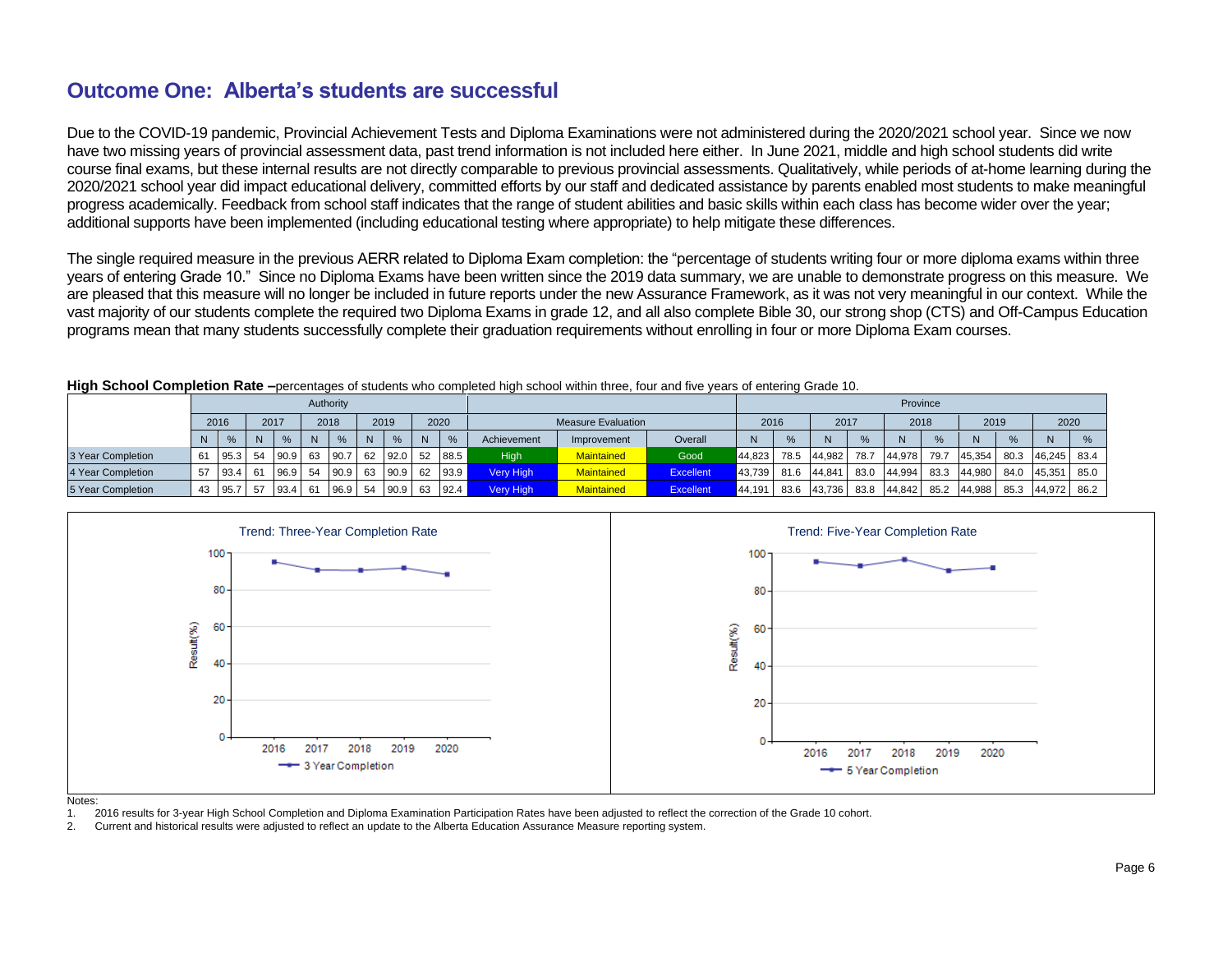## Outcome One: Alberta's students are successful

Due to the COVID-19 pandemic, Provincial Achievement Tests and Diploma Examinations were not administered during the 2020/2021 school year. Since we now have two missing years of provincial assessment data, past trend information is not included here either. In June 2021, middle and high school students did write course final exams, but these internal results are not directly comparable to previous provincial assessments. Qualitatively, while periods of at-home learning during the 2020/2021 school year did impact educational delivery, committed efforts by our staff and dedicated assistance by parents enabled most students to make meaningful progress academically. Feedback from school staff indicates that the range of student abilities and basic skills within each class has become wider over the year; additional supports have been implemented (including educational testing where appropriate) to help mitigate these differences.

The single required measure in the previous AERR related to Diploma Exam completion: the "percentage of students writing four or more diploma exams within three years of entering Grade 10." Since no Diploma Exams have been written since the 2019 data summary, we are unable to demonstrate progress on this measure. We are pleased that this measure will no longer be included in future reports under the new Assurance Framework, as it was not very meaningful in our context. While the vast majority of our students complete the required two Diploma Exams in grade 12, and all also complete Bible 30, our strong shop (CTS) and Off-Campus Education programs mean that many students successfully complete their graduation requirements without enrolling in four or more Diploma Exam courses.

**High School Completion Rate –**percentages of students who completed high school within three, four and five years of entering Grade 10.

| | Authority | | | | | | | | | | Measure Evaluation | | | Province | | | | | | | | | |
|---|---|---|---|---|---|---|---|---|---|---|---|---|---|---|---|---|---|---|---|---|---|---|---|
| | 2016 | | 2017 | | 2018 | | 2019 | | 2020 | | | | | 2016 | | 2017 | | 2018 | | 2019 | | 2020 | |
| | N | % | N | % | N | % | N | % | N | % | Achievement | Improvement | Overall | N | % | N | % | N | % | N | % | N | % |
| 3 Year Completion | 61 | 95.3 | 54 | 90.9 | 63 | 90.7 | 62 | 92.0 | 52 | 88.5 | High | Maintained | Good | 44,823 | 78.5 | 44,982 | 78.7 | 44,978 | 79.7 | 45,354 | 80.3 | 46,245 | 83.4 |
| 4 Year Completion | 57 | 93.4 | 61 | 96.9 | 54 | 90.9 | 63 | 90.9 | 62 | 93.9 | Very High | Maintained | Excellent | 43,739 | 81.6 | 44,841 | 83.0 | 44,994 | 83.3 | 44,980 | 84.0 | 45,351 | 85.0 |
| 5 Year Completion | 43 | 95.7 | 57 | 93.4 | 61 | 96.9 | 54 | 90.9 | 63 | 92.4 | Very High | Maintained | Excellent | 44,191 | 83.6 | 43,736 | 83.8 | 44,842 | 85.2 | 44,988 | 85.3 | 44,972 | 86.2 |

Trend: Three-Year Completion Rate

Trend: Five-Year Completion Rate

Notes:
1. 2016 results for 3-year High School Completion and Diploma Examination Participation Rates have been adjusted to reflect the correction of the Grade 10 cohort.
2. Current and historical results were adjusted to reflect an update to the Alberta Education Assurance Measure reporting system.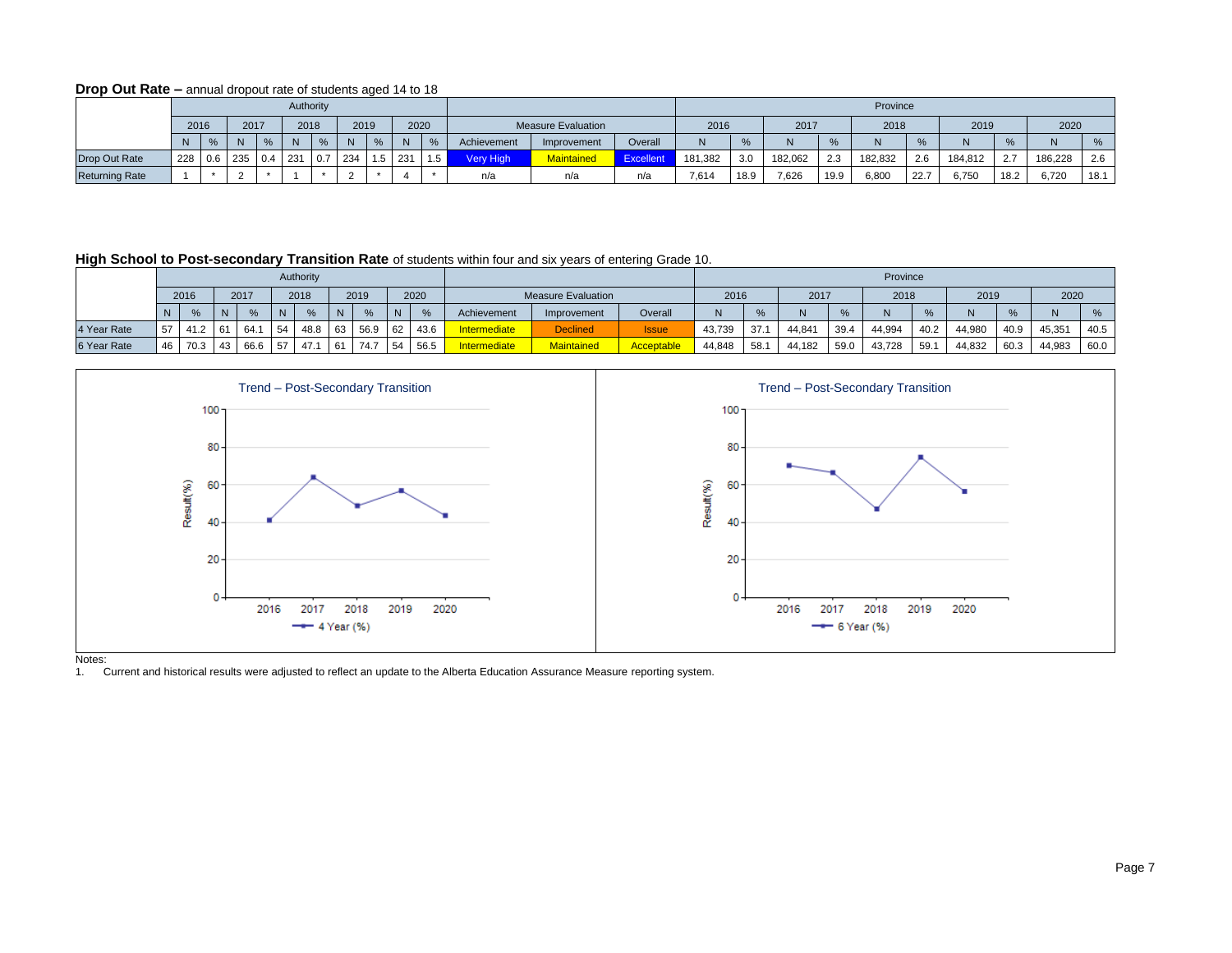**Drop Out Rate –** annual dropout rate of students aged 14 to 18

| | Authority | | | | | | | | | | Measure Evaluation | | | Province | | | | | | | | | |
|---|---|---|---|---|---|---|---|---|---|---|---|---|---|---|---|---|---|---|---|---|---|---|---|
| | 2016 | | 2017 | | 2018 | | 2019 | | 2020 | | | | | 2016 | | 2017 | | 2018 | | 2019 | | 2020 | |
| | N | % | N | % | N | % | N | % | N | % | Achievement | Improvement | Overall | N | % | N | % | N | % | N | % | N | % |
| Drop Out Rate | 228 | 0.6 | 235 | 0.4 | 231 | 0.7 | 234 | 1.5 | 231 | 1.5 | Very High | Maintained | Excellent | 181,382 | 3.0 | 182,062 | 2.3 | 182,832 | 2.6 | 184,812 | 2.7 | 186,228 | 2.6 |
| Returning Rate | 1 | * | 2 | * | 1 | * | 2 | * | 4 | * | n/a | n/a | n/a | 7,614 | 18.9 | 7,626 | 19.9 | 6,800 | 22.7 | 6,750 | 18.2 | 6,720 | 18.1 |

**High School to Post-secondary Transition Rate** of students within four and six years of entering Grade 10.

| | Authority | | | | | | | | | | Measure Evaluation | | | Province | | | | | | | | | |
|---|---|---|---|---|---|---|---|---|---|---|---|---|---|---|---|---|---|---|---|---|---|---|---|
| | 2016 | | 2017 | | 2018 | | 2019 | | 2020 | | | | | 2016 | | 2017 | | 2018 | | 2019 | | 2020 | |
| | N | % | N | % | N | % | N | % | N | % | Achievement | Improvement | Overall | N | % | N | % | N | % | N | % | N | % |
| 4 Year Rate | 57 | 41.2 | 61 | 64.1 | 54 | 48.8 | 63 | 56.9 | 62 | 43.6 | Intermediate | Declined | Issue | 43,739 | 37.1 | 44,841 | 39.4 | 44,994 | 40.2 | 44,980 | 40.9 | 45,351 | 40.5 |
| 6 Year Rate | 46 | 70.3 | 43 | 66.6 | 57 | 47.1 | 61 | 74.7 | 54 | 56.5 | Intermediate | Maintained | Acceptable | 44,848 | 58.1 | 44,182 | 59.0 | 43,728 | 59.1 | 44,832 | 60.3 | 44,983 | 60.0 |

Trend – Post-Secondary Transition (4 Year (%)): 2016: 41.2; 2017: 64.1; 2018: 48.8; 2019: 56.9; 2020: 43.6

Trend – Post-Secondary Transition (6 Year (%)): 2016: 70.3; 2017: 66.6; 2018: 47.1; 2019: 74.7; 2020: 56.5

Notes:
1. Current and historical results were adjusted to reflect an update to the Alberta Education Assurance Measure reporting system.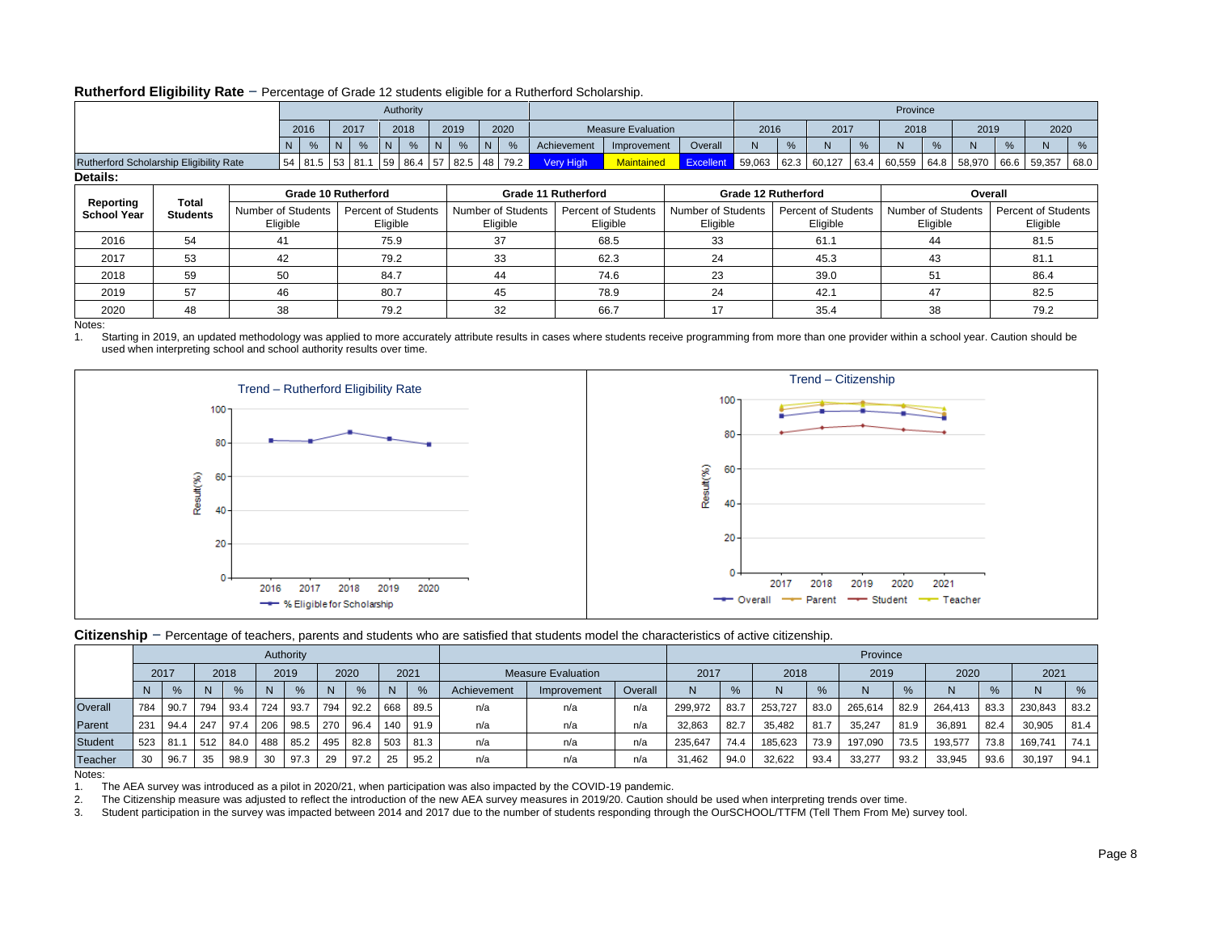## Rutherford Eligibility Rate – Percentage of Grade 12 students eligible for a Rutherford Scholarship.

| | Authority | | | | | | | | | | Measure Evaluation | | | Province | | | | | | | | | |
|---|---|---|---|---|---|---|---|---|---|---|---|---|---|---|---|---|---|---|---|---|---|---|---|
| | 2016 | | 2017 | | 2018 | | 2019 | | 2020 | | | | | 2016 | | 2017 | | 2018 | | 2019 | | 2020 | |
| | N | % | N | % | N | % | N | % | N | % | Achievement | Improvement | Overall | N | % | N | % | N | % | N | % | N | % |
| Rutherford Scholarship Eligibility Rate | 54 | 81.5 | 53 | 81.1 | 59 | 86.4 | 57 | 82.5 | 48 | 79.2 | Very High | Maintained | Excellent | 59,063 | 62.3 | 60,127 | 63.4 | 60,559 | 64.8 | 58,970 | 66.6 | 59,357 | 68.0 |

**Details:**

| Reporting School Year | Total Students | Grade 10 Rutherford | | Grade 11 Rutherford | | Grade 12 Rutherford | | Overall | |
|---|---|---|---|---|---|---|---|---|---|
| | | Number of Students Eligible | Percent of Students Eligible | Number of Students Eligible | Percent of Students Eligible | Number of Students Eligible | Percent of Students Eligible | Number of Students Eligible | Percent of Students Eligible |
| 2016 | 54 | 41 | 75.9 | 37 | 68.5 | 33 | 61.1 | 44 | 81.5 |
| 2017 | 53 | 42 | 79.2 | 33 | 62.3 | 24 | 45.3 | 43 | 81.1 |
| 2018 | 59 | 50 | 84.7 | 44 | 74.6 | 23 | 39.0 | 51 | 86.4 |
| 2019 | 57 | 46 | 80.7 | 45 | 78.9 | 24 | 42.1 | 47 | 82.5 |
| 2020 | 48 | 38 | 79.2 | 32 | 66.7 | 17 | 35.4 | 38 | 79.2 |

Notes:

1. Starting in 2019, an updated methodology was applied to more accurately attribute results in cases where students receive programming from more than one provider within a school year. Caution should be used when interpreting school and school authority results over time.

Trend – Rutherford Eligibility Rate

Trend – Citizenship

## Citizenship – Percentage of teachers, parents and students who are satisfied that students model the characteristics of active citizenship.

| | Authority | | | | | | | | | | Measure Evaluation | | | Province | | | | | | | | | |
|---|---|---|---|---|---|---|---|---|---|---|---|---|---|---|---|---|---|---|---|---|---|---|---|
| | 2017 | | 2018 | | 2019 | | 2020 | | 2021 | | | | | 2017 | | 2018 | | 2019 | | 2020 | | 2021 | |
| | N | % | N | % | N | % | N | % | N | % | Achievement | Improvement | Overall | N | % | N | % | N | % | N | % | N | % |
| Overall | 784 | 90.7 | 794 | 93.4 | 724 | 93.7 | 794 | 92.2 | 668 | 89.5 | n/a | n/a | n/a | 299,972 | 83.7 | 253,727 | 83.0 | 265,614 | 82.9 | 264,413 | 83.3 | 230,843 | 83.2 |
| Parent | 231 | 94.4 | 247 | 97.4 | 206 | 98.5 | 270 | 96.4 | 140 | 91.9 | n/a | n/a | n/a | 32,863 | 82.7 | 35,482 | 81.7 | 35,247 | 81.9 | 36,891 | 82.4 | 30,905 | 81.4 |
| Student | 523 | 81.1 | 512 | 84.0 | 488 | 85.2 | 495 | 82.8 | 503 | 81.3 | n/a | n/a | n/a | 235,647 | 74.4 | 185,623 | 73.9 | 197,090 | 73.5 | 193,577 | 73.8 | 169,741 | 74.1 |
| Teacher | 30 | 96.7 | 35 | 98.9 | 30 | 97.3 | 29 | 97.2 | 25 | 95.2 | n/a | n/a | n/a | 31,462 | 94.0 | 32,622 | 93.4 | 33,277 | 93.2 | 33,945 | 93.6 | 30,197 | 94.1 |

Notes:

1. The AEA survey was introduced as a pilot in 2020/21, when participation was also impacted by the COVID-19 pandemic.
2. The Citizenship measure was adjusted to reflect the introduction of the new AEA survey measures in 2019/20. Caution should be used when interpreting trends over time.
3. Student participation in the survey was impacted between 2014 and 2017 due to the number of students responding through the OurSCHOOL/TTFM (Tell Them From Me) survey tool.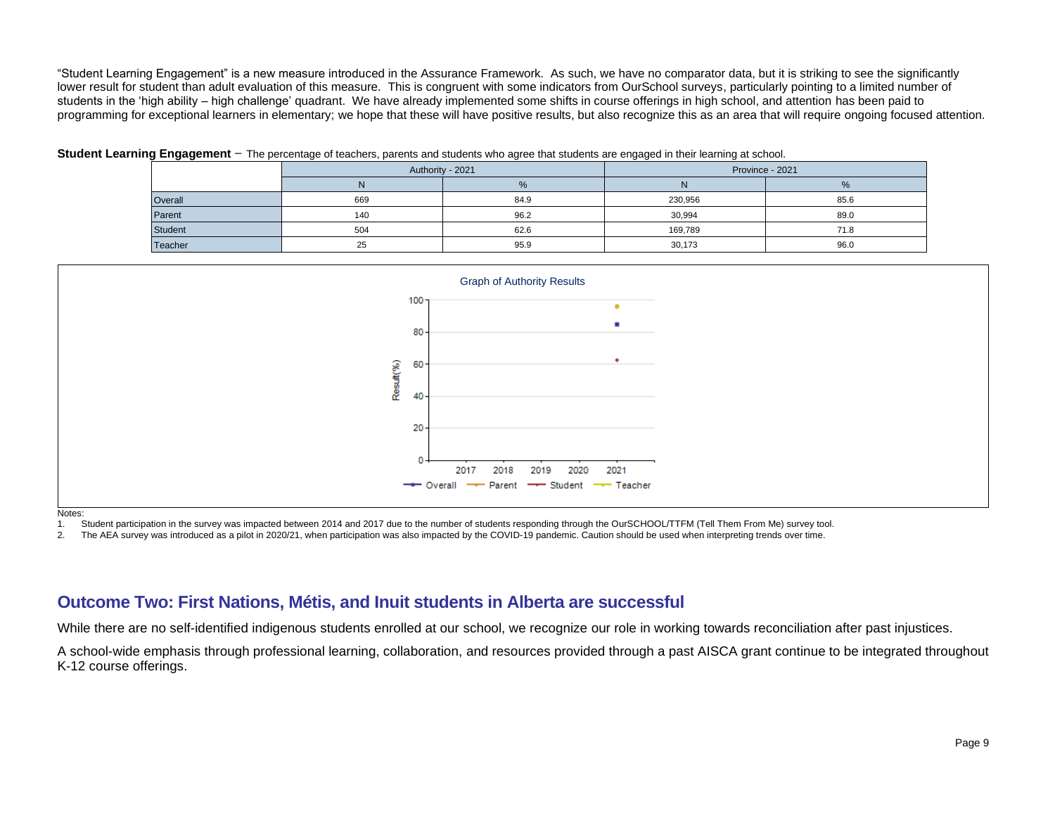"Student Learning Engagement" is a new measure introduced in the Assurance Framework. As such, we have no comparator data, but it is striking to see the significantly lower result for student than adult evaluation of this measure. This is congruent with some indicators from OurSchool surveys, particularly pointing to a limited number of students in the 'high ability – high challenge' quadrant. We have already implemented some shifts in course offerings in high school, and attention has been paid to programming for exceptional learners in elementary; we hope that these will have positive results, but also recognize this as an area that will require ongoing focused attention.

**Student Learning Engagement** – The percentage of teachers, parents and students who agree that students are engaged in their learning at school.

| | Authority - 2021 | | Province - 2021 | |
|---|---|---|---|---|
| | N | % | N | % |
| Overall | 669 | 84.9 | 230,956 | 85.6 |
| Parent | 140 | 96.2 | 30,994 | 89.0 |
| Student | 504 | 62.6 | 169,789 | 71.8 |
| Teacher | 25 | 95.9 | 30,173 | 96.0 |

Graph of Authority Results

Notes:

1. Student participation in the survey was impacted between 2014 and 2017 due to the number of students responding through the OurSCHOOL/TTFM (Tell Them From Me) survey tool.
2. The AEA survey was introduced as a pilot in 2020/21, when participation was also impacted by the COVID-19 pandemic. Caution should be used when interpreting trends over time.

## Outcome Two: First Nations, Métis, and Inuit students in Alberta are successful

While there are no self-identified indigenous students enrolled at our school, we recognize our role in working towards reconciliation after past injustices.

A school-wide emphasis through professional learning, collaboration, and resources provided through a past AISCA grant continue to be integrated throughout K-12 course offerings.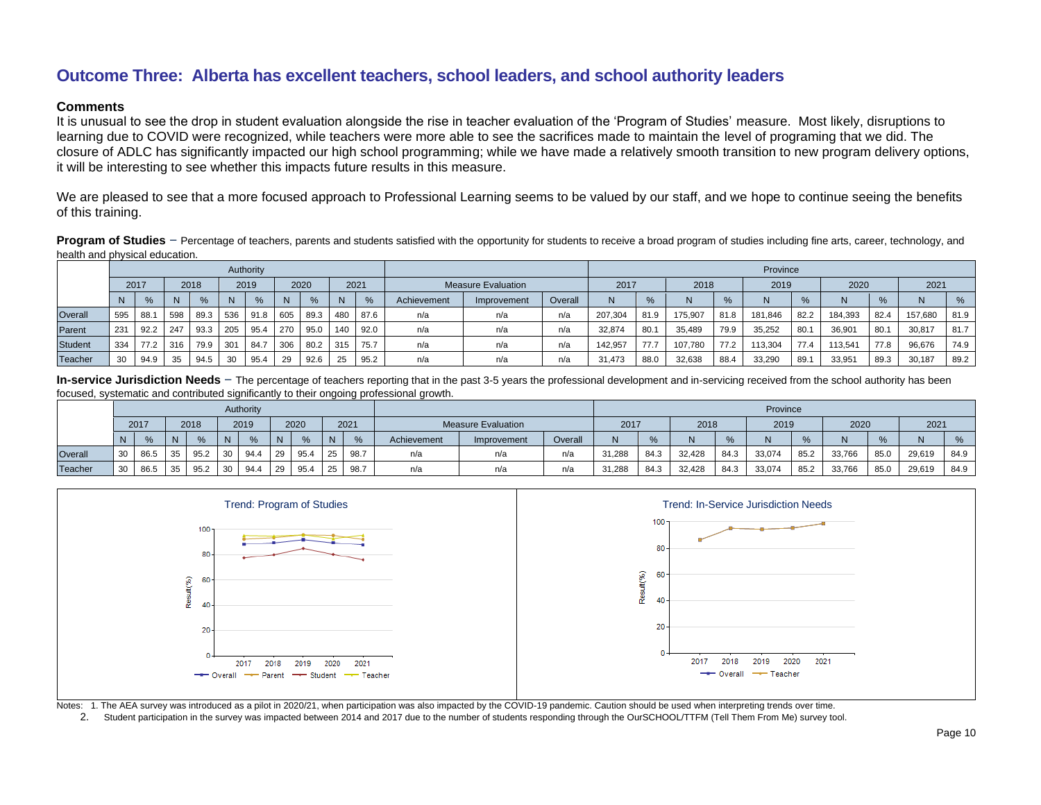# Outcome Three: Alberta has excellent teachers, school leaders, and school authority leaders

**Comments**

It is unusual to see the drop in student evaluation alongside the rise in teacher evaluation of the 'Program of Studies' measure. Most likely, disruptions to learning due to COVID were recognized, while teachers were more able to see the sacrifices made to maintain the level of programing that we did. The closure of ADLC has significantly impacted our high school programming; while we have made a relatively smooth transition to new program delivery options, it will be interesting to see whether this impacts future results in this measure.

We are pleased to see that a more focused approach to Professional Learning seems to be valued by our staff, and we hope to continue seeing the benefits of this training.

**Program of Studies** – Percentage of teachers, parents and students satisfied with the opportunity for students to receive a broad program of studies including fine arts, career, technology, and health and physical education.

| | Authority | | | | | | | | | | Measure Evaluation | | | Province | | | | | | | | | |
|---|---|---|---|---|---|---|---|---|---|---|---|---|---|---|---|---|---|---|---|---|---|---|---|
| | 2017 | | 2018 | | 2019 | | 2020 | | 2021 | | | | | 2017 | | 2018 | | 2019 | | 2020 | | 2021 | |
| | N | % | N | % | N | % | N | % | N | % | Achievement | Improvement | Overall | N | % | N | % | N | % | N | % | N | % |
| Overall | 595 | 88.1 | 598 | 89.3 | 536 | 91.8 | 605 | 89.3 | 480 | 87.6 | n/a | n/a | n/a | 207,304 | 81.9 | 175,907 | 81.8 | 181,846 | 82.2 | 184,393 | 82.4 | 157,680 | 81.9 |
| Parent | 231 | 92.2 | 247 | 93.3 | 205 | 95.4 | 270 | 95.0 | 140 | 92.0 | n/a | n/a | n/a | 32,874 | 80.1 | 35,489 | 79.9 | 35,252 | 80.1 | 36,901 | 80.1 | 30,817 | 81.7 |
| Student | 334 | 77.2 | 316 | 79.9 | 301 | 84.7 | 306 | 80.2 | 315 | 75.7 | n/a | n/a | n/a | 142,957 | 77.7 | 107,780 | 77.2 | 113,304 | 77.4 | 113,541 | 77.8 | 96,676 | 74.9 |
| Teacher | 30 | 94.9 | 35 | 94.5 | 30 | 95.4 | 29 | 92.6 | 25 | 95.2 | n/a | n/a | n/a | 31,473 | 88.0 | 32,638 | 88.4 | 33,290 | 89.1 | 33,951 | 89.3 | 30,187 | 89.2 |

**In-service Jurisdiction Needs** – The percentage of teachers reporting that in the past 3-5 years the professional development and in-servicing received from the school authority has been focused, systematic and contributed significantly to their ongoing professional growth.

| | Authority | | | | | | | | | | Measure Evaluation | | | Province | | | | | | | | | |
|---|---|---|---|---|---|---|---|---|---|---|---|---|---|---|---|---|---|---|---|---|---|---|---|
| | 2017 | | 2018 | | 2019 | | 2020 | | 2021 | | | | | 2017 | | 2018 | | 2019 | | 2020 | | 2021 | |
| | N | % | N | % | N | % | N | % | N | % | Achievement | Improvement | Overall | N | % | N | % | N | % | N | % | N | % |
| Overall | 30 | 86.5 | 35 | 95.2 | 30 | 94.4 | 29 | 95.4 | 25 | 98.7 | n/a | n/a | n/a | 31,288 | 84.3 | 32,428 | 84.3 | 33,074 | 85.2 | 33,766 | 85.0 | 29,619 | 84.9 |
| Teacher | 30 | 86.5 | 35 | 95.2 | 30 | 94.4 | 29 | 95.4 | 25 | 98.7 | n/a | n/a | n/a | 31,288 | 84.3 | 32,428 | 84.3 | 33,074 | 85.2 | 33,766 | 85.0 | 29,619 | 84.9 |

Trend: Program of Studies

Trend: In-Service Jurisdiction Needs

Notes: 1. The AEA survey was introduced as a pilot in 2020/21, when participation was also impacted by the COVID-19 pandemic. Caution should be used when interpreting trends over time.

2. Student participation in the survey was impacted between 2014 and 2017 due to the number of students responding through the OurSCHOOL/TTFM (Tell Them From Me) survey tool.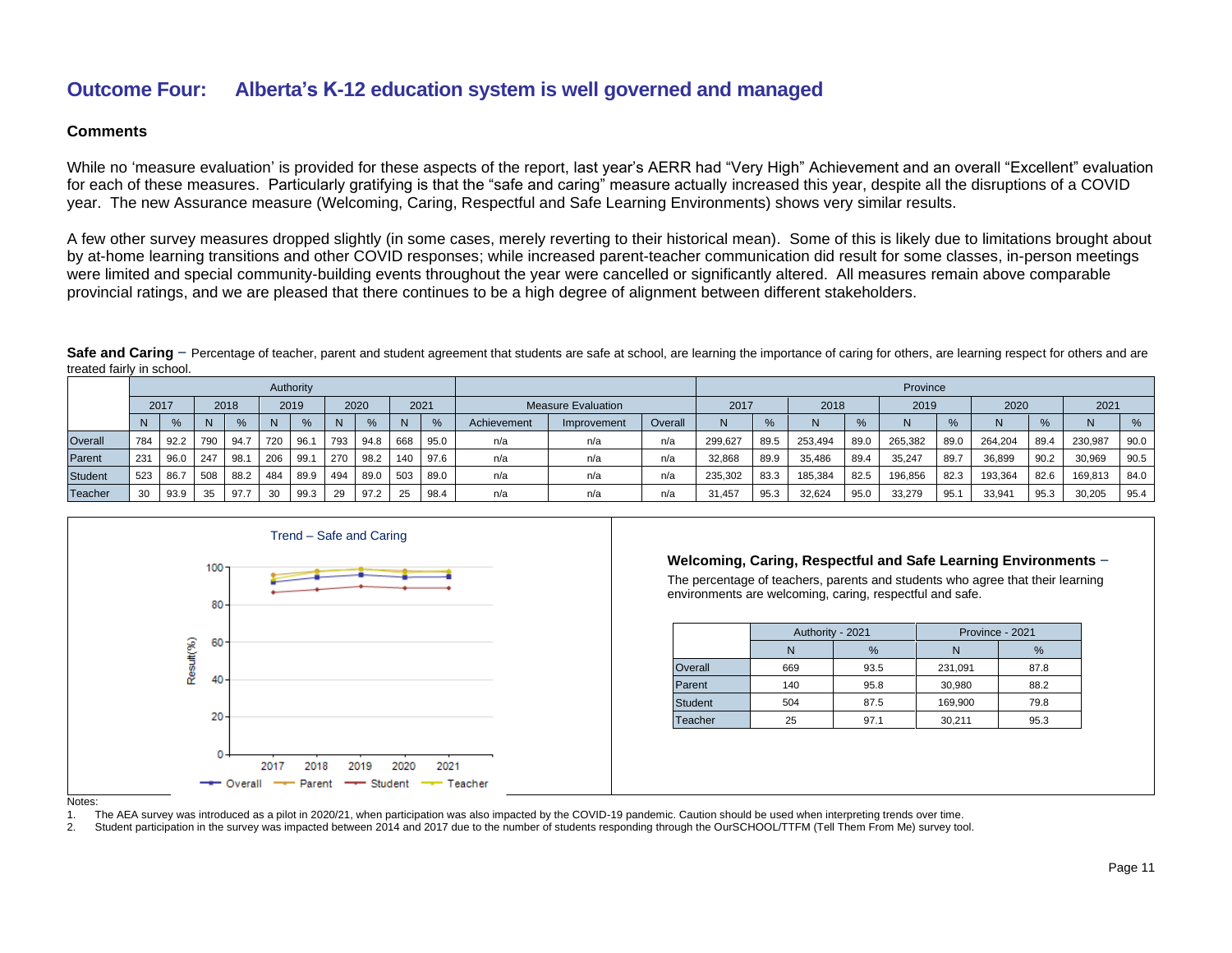## Outcome Four: Alberta's K-12 education system is well governed and managed

### Comments

While no 'measure evaluation' is provided for these aspects of the report, last year's AERR had "Very High" Achievement and an overall "Excellent" evaluation for each of these measures. Particularly gratifying is that the "safe and caring" measure actually increased this year, despite all the disruptions of a COVID year. The new Assurance measure (Welcoming, Caring, Respectful and Safe Learning Environments) shows very similar results.

A few other survey measures dropped slightly (in some cases, merely reverting to their historical mean). Some of this is likely due to limitations brought about by at-home learning transitions and other COVID responses; while increased parent-teacher communication did result for some classes, in-person meetings were limited and special community-building events throughout the year were cancelled or significantly altered. All measures remain above comparable provincial ratings, and we are pleased that there continues to be a high degree of alignment between different stakeholders.

**Safe and Caring** – Percentage of teacher, parent and student agreement that students are safe at school, are learning the importance of caring for others, are learning respect for others and are treated fairly in school.

| | Authority | | | | | | | | | | Measure Evaluation | | | Province | | | | | | | | | |
|---|---|---|---|---|---|---|---|---|---|---|---|---|---|---|---|---|---|---|---|---|---|---|---|
| | 2017 | | 2018 | | 2019 | | 2020 | | 2021 | | | | | 2017 | | 2018 | | 2019 | | 2020 | | 2021 | |
| | N | % | N | % | N | % | N | % | N | % | Achievement | Improvement | Overall | N | % | N | % | N | % | N | % | N | % |
| Overall | 784 | 92.2 | 790 | 94.7 | 720 | 96.1 | 793 | 94.8 | 668 | 95.0 | n/a | n/a | n/a | 299,627 | 89.5 | 253,494 | 89.0 | 265,382 | 89.0 | 264,204 | 89.4 | 230,987 | 90.0 |
| Parent | 231 | 96.0 | 247 | 98.1 | 206 | 99.1 | 270 | 98.2 | 140 | 97.6 | n/a | n/a | n/a | 32,868 | 89.9 | 35,486 | 89.4 | 35,247 | 89.7 | 36,899 | 90.2 | 30,969 | 90.5 |
| Student | 523 | 86.7 | 508 | 88.2 | 484 | 89.9 | 494 | 89.0 | 503 | 89.0 | n/a | n/a | n/a | 235,302 | 83.3 | 185,384 | 82.5 | 196,856 | 82.3 | 193,364 | 82.6 | 169,813 | 84.0 |
| Teacher | 30 | 93.9 | 35 | 97.7 | 30 | 99.3 | 29 | 97.2 | 25 | 98.4 | n/a | n/a | n/a | 31,457 | 95.3 | 32,624 | 95.0 | 33,279 | 95.1 | 33,941 | 95.3 | 30,205 | 95.4 |

Trend – Safe and Caring

**Welcoming, Caring, Respectful and Safe Learning Environments** – The percentage of teachers, parents and students who agree that their learning environments are welcoming, caring, respectful and safe.

| | Authority - 2021 | | Province - 2021 | |
|---|---|---|---|---|
| | N | % | N | % |
| Overall | 669 | 93.5 | 231,091 | 87.8 |
| Parent | 140 | 95.8 | 30,980 | 88.2 |
| Student | 504 | 87.5 | 169,900 | 79.8 |
| Teacher | 25 | 97.1 | 30,211 | 95.3 |

Notes:

1. The AEA survey was introduced as a pilot in 2020/21, when participation was also impacted by the COVID-19 pandemic. Caution should be used when interpreting trends over time.
2. Student participation in the survey was impacted between 2014 and 2017 due to the number of students responding through the OurSCHOOL/TTFM (Tell Them From Me) survey tool.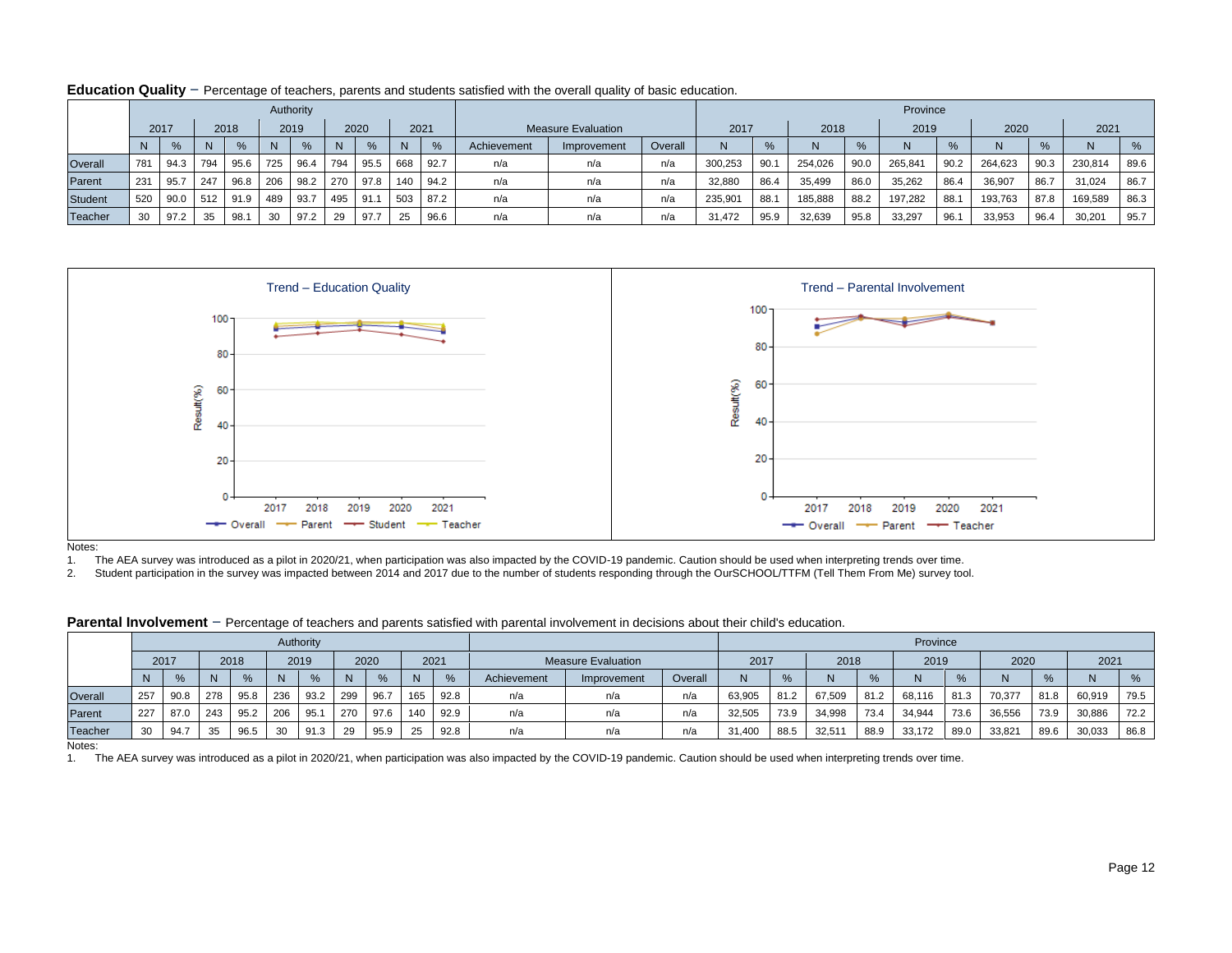**Education Quality** – Percentage of teachers, parents and students satisfied with the overall quality of basic education.

| | Authority | | | | | | | | | | Measure Evaluation | | | Province | | | | | | | | | |
|---|---|---|---|---|---|---|---|---|---|---|---|---|---|---|---|---|---|---|---|---|---|---|---|
| | 2017 | | 2018 | | 2019 | | 2020 | | 2021 | | | | | 2017 | | 2018 | | 2019 | | 2020 | | 2021 | |
| | N | % | N | % | N | % | N | % | N | % | Achievement | Improvement | Overall | N | % | N | % | N | % | N | % | N | % |
| Overall | 781 | 94.3 | 794 | 95.6 | 725 | 96.4 | 794 | 95.5 | 668 | 92.7 | n/a | n/a | n/a | 300,253 | 90.1 | 254,026 | 90.0 | 265,841 | 90.2 | 264,623 | 90.3 | 230,814 | 89.6 |
| Parent | 231 | 95.7 | 247 | 96.8 | 206 | 98.2 | 270 | 97.8 | 140 | 94.2 | n/a | n/a | n/a | 32,880 | 86.4 | 35,499 | 86.0 | 35,262 | 86.4 | 36,907 | 86.7 | 31,024 | 86.7 |
| Student | 520 | 90.0 | 512 | 91.9 | 489 | 93.7 | 495 | 91.1 | 503 | 87.2 | n/a | n/a | n/a | 235,901 | 88.1 | 185,888 | 88.2 | 197,282 | 88.1 | 193,763 | 87.8 | 169,589 | 86.3 |
| Teacher | 30 | 97.2 | 35 | 98.1 | 30 | 97.2 | 29 | 97.7 | 25 | 96.6 | n/a | n/a | n/a | 31,472 | 95.9 | 32,639 | 95.8 | 33,297 | 96.1 | 33,953 | 96.4 | 30,201 | 95.7 |

Notes:
1. The AEA survey was introduced as a pilot in 2020/21, when participation was also impacted by the COVID-19 pandemic. Caution should be used when interpreting trends over time.
2. Student participation in the survey was impacted between 2014 and 2017 due to the number of students responding through the OurSCHOOL/TTFM (Tell Them From Me) survey tool.

**Parental Involvement** – Percentage of teachers and parents satisfied with parental involvement in decisions about their child's education.

| | Authority | | | | | | | | | | Measure Evaluation | | | Province | | | | | | | | | |
|---|---|---|---|---|---|---|---|---|---|---|---|---|---|---|---|---|---|---|---|---|---|---|---|
| | 2017 | | 2018 | | 2019 | | 2020 | | 2021 | | | | | 2017 | | 2018 | | 2019 | | 2020 | | 2021 | |
| | N | % | N | % | N | % | N | % | N | % | Achievement | Improvement | Overall | N | % | N | % | N | % | N | % | N | % |
| Overall | 257 | 90.8 | 278 | 95.8 | 236 | 93.2 | 299 | 96.7 | 165 | 92.8 | n/a | n/a | n/a | 63,905 | 81.2 | 67,509 | 81.2 | 68,116 | 81.3 | 70,377 | 81.8 | 60,919 | 79.5 |
| Parent | 227 | 87.0 | 243 | 95.2 | 206 | 95.1 | 270 | 97.6 | 140 | 92.9 | n/a | n/a | n/a | 32,505 | 73.9 | 34,998 | 73.4 | 34,944 | 73.6 | 36,556 | 73.9 | 30,886 | 72.2 |
| Teacher | 30 | 94.7 | 35 | 96.5 | 30 | 91.3 | 29 | 95.9 | 25 | 92.8 | n/a | n/a | n/a | 31,400 | 88.5 | 32,511 | 88.9 | 33,172 | 89.0 | 33,821 | 89.6 | 30,033 | 86.8 |

Notes:
1. The AEA survey was introduced as a pilot in 2020/21, when participation was also impacted by the COVID-19 pandemic. Caution should be used when interpreting trends over time.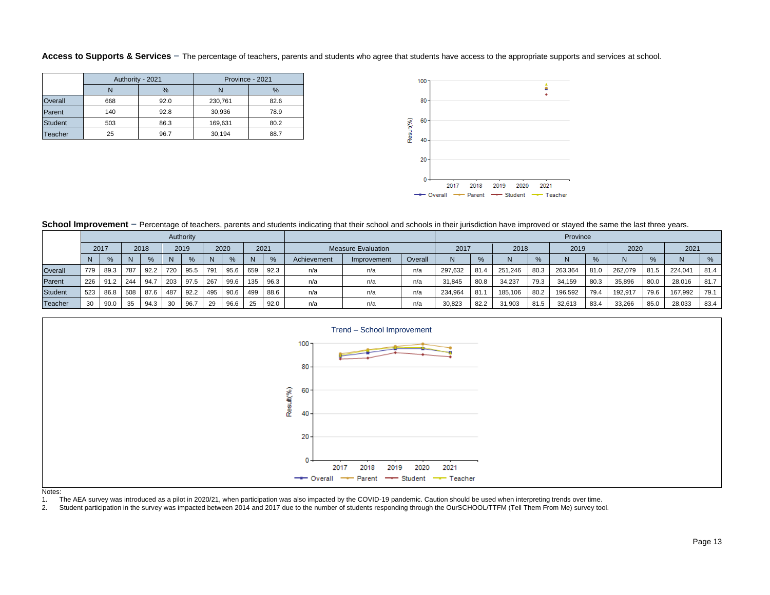**Access to Supports & Services** – The percentage of teachers, parents and students who agree that students have access to the appropriate supports and services at school.

| | Authority - 2021 | | Province - 2021 | |
|---|---|---|---|---|
| | N | % | N | % |
| Overall | 668 | 92.0 | 230,761 | 82.6 |
| Parent | 140 | 92.8 | 30,936 | 78.9 |
| Student | 503 | 86.3 | 169,631 | 80.2 |
| Teacher | 25 | 96.7 | 30,194 | 88.7 |

**School Improvement** – Percentage of teachers, parents and students indicating that their school and schools in their jurisdiction have improved or stayed the same the last three years.

| | Authority | | | | | | | | | | Measure Evaluation | | | Province | | | | | | | | | |
|---|---|---|---|---|---|---|---|---|---|---|---|---|---|---|---|---|---|---|---|---|---|---|---|
| | 2017 | | 2018 | | 2019 | | 2020 | | 2021 | | | | | 2017 | | 2018 | | 2019 | | 2020 | | 2021 | |
| | N | % | N | % | N | % | N | % | N | % | Achievement | Improvement | Overall | N | % | N | % | N | % | N | % | N | % |
| Overall | 779 | 89.3 | 787 | 92.2 | 720 | 95.5 | 791 | 95.6 | 659 | 92.3 | n/a | n/a | n/a | 297,632 | 81.4 | 251,246 | 80.3 | 263,364 | 81.0 | 262,079 | 81.5 | 224,041 | 81.4 |
| Parent | 226 | 91.2 | 244 | 94.7 | 203 | 97.5 | 267 | 99.6 | 135 | 96.3 | n/a | n/a | n/a | 31,845 | 80.8 | 34,237 | 79.3 | 34,159 | 80.3 | 35,896 | 80.0 | 28,016 | 81.7 |
| Student | 523 | 86.8 | 508 | 87.6 | 487 | 92.2 | 495 | 90.6 | 499 | 88.6 | n/a | n/a | n/a | 234,964 | 81.1 | 185,106 | 80.2 | 196,592 | 79.4 | 192,917 | 79.6 | 167,992 | 79.1 |
| Teacher | 30 | 90.0 | 35 | 94.3 | 30 | 96.7 | 29 | 96.6 | 25 | 92.0 | n/a | n/a | n/a | 30,823 | 82.2 | 31,903 | 81.5 | 32,613 | 83.4 | 33,266 | 85.0 | 28,033 | 83.4 |

Notes:

1. The AEA survey was introduced as a pilot in 2020/21, when participation was also impacted by the COVID-19 pandemic. Caution should be used when interpreting trends over time.
2. Student participation in the survey was impacted between 2014 and 2017 due to the number of students responding through the OurSCHOOL/TTFM (Tell Them From Me) survey tool.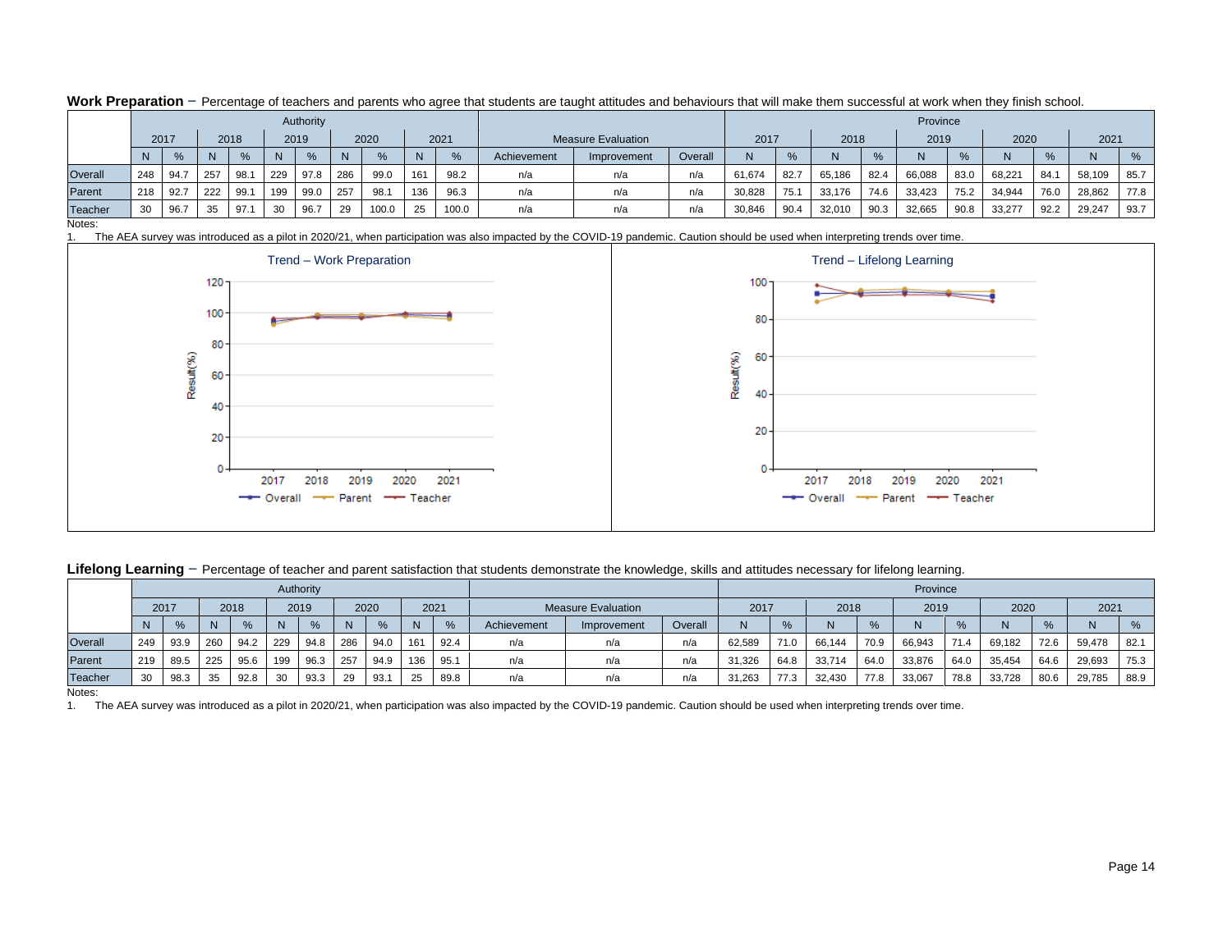**Work Preparation** – Percentage of teachers and parents who agree that students are taught attitudes and behaviours that will make them successful at work when they finish school.

| | Authority | | | | | | | | | | Measure Evaluation | | | Province | | | | | | | | | |
|---|---|---|---|---|---|---|---|---|---|---|---|---|---|---|---|---|---|---|---|---|---|---|---|
| | 2017 | | 2018 | | 2019 | | 2020 | | 2021 | | | | | 2017 | | 2018 | | 2019 | | 2020 | | 2021 | |
| | N | % | N | % | N | % | N | % | N | % | Achievement | Improvement | Overall | N | % | N | % | N | % | N | % | N | % |
| Overall | 248 | 94.7 | 257 | 98.1 | 229 | 97.8 | 286 | 99.0 | 161 | 98.2 | n/a | n/a | n/a | 61,674 | 82.7 | 65,186 | 82.4 | 66,088 | 83.0 | 68,221 | 84.1 | 58,109 | 85.7 |
| Parent | 218 | 92.7 | 222 | 99.1 | 199 | 99.0 | 257 | 98.1 | 136 | 96.3 | n/a | n/a | n/a | 30,828 | 75.1 | 33,176 | 74.6 | 33,423 | 75.2 | 34,944 | 76.0 | 28,862 | 77.8 |
| Teacher | 30 | 96.7 | 35 | 97.1 | 30 | 96.7 | 29 | 100.0 | 25 | 100.0 | n/a | n/a | n/a | 30,846 | 90.4 | 32,010 | 90.3 | 32,665 | 90.8 | 33,277 | 92.2 | 29,247 | 93.7 |

Notes:

1. The AEA survey was introduced as a pilot in 2020/21, when participation was also impacted by the COVID-19 pandemic. Caution should be used when interpreting trends over time.

**Lifelong Learning** – Percentage of teacher and parent satisfaction that students demonstrate the knowledge, skills and attitudes necessary for lifelong learning.

| | Authority | | | | | | | | | | Measure Evaluation | | | Province | | | | | | | | | |
|---|---|---|---|---|---|---|---|---|---|---|---|---|---|---|---|---|---|---|---|---|---|---|---|
| | 2017 | | 2018 | | 2019 | | 2020 | | 2021 | | | | | 2017 | | 2018 | | 2019 | | 2020 | | 2021 | |
| | N | % | N | % | N | % | N | % | N | % | Achievement | Improvement | Overall | N | % | N | % | N | % | N | % | N | % |
| Overall | 249 | 93.9 | 260 | 94.2 | 229 | 94.8 | 286 | 94.0 | 161 | 92.4 | n/a | n/a | n/a | 62,589 | 71.0 | 66,144 | 70.9 | 66,943 | 71.4 | 69,182 | 72.6 | 59,478 | 82.1 |
| Parent | 219 | 89.5 | 225 | 95.6 | 199 | 96.3 | 257 | 94.9 | 136 | 95.1 | n/a | n/a | n/a | 31,326 | 64.8 | 33,714 | 64.0 | 33,876 | 64.0 | 35,454 | 64.6 | 29,693 | 75.3 |
| Teacher | 30 | 98.3 | 35 | 92.8 | 30 | 93.3 | 29 | 93.1 | 25 | 89.8 | n/a | n/a | n/a | 31,263 | 77.3 | 32,430 | 77.8 | 33,067 | 78.8 | 33,728 | 80.6 | 29,785 | 88.9 |

Notes:

1. The AEA survey was introduced as a pilot in 2020/21, when participation was also impacted by the COVID-19 pandemic. Caution should be used when interpreting trends over time.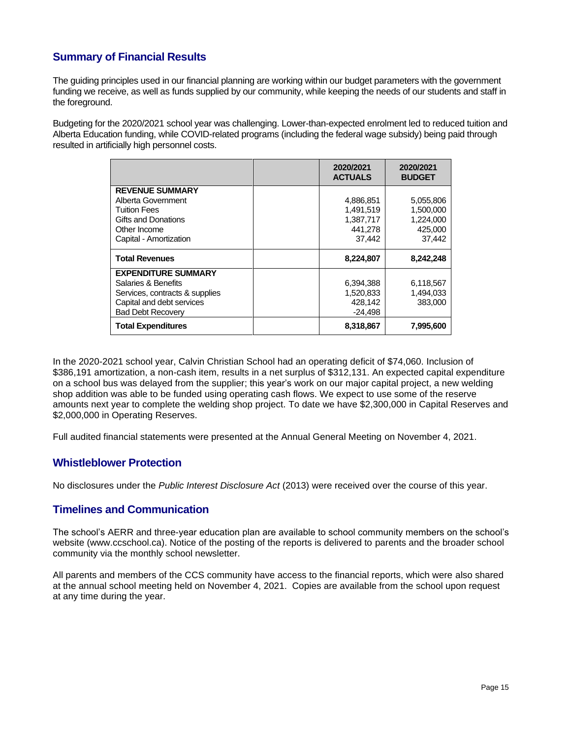## Summary of Financial Results

The guiding principles used in our financial planning are working within our budget parameters with the government funding we receive, as well as funds supplied by our community, while keeping the needs of our students and staff in the foreground.

Budgeting for the 2020/2021 school year was challenging. Lower-than-expected enrolment led to reduced tuition and Alberta Education funding, while COVID-related programs (including the federal wage subsidy) being paid through resulted in artificially high personnel costs.

| | | 2020/2021 ACTUALS | 2020/2021 BUDGET |
|---|---|---|---|
| **REVENUE SUMMARY** | | | |
| Alberta Government | | 4,886,851 | 5,055,806 |
| Tuition Fees | | 1,491,519 | 1,500,000 |
| Gifts and Donations | | 1,387,717 | 1,224,000 |
| Other Income | | 441,278 | 425,000 |
| Capital - Amortization | | 37,442 | 37,442 |
| **Total Revenues** | | **8,224,807** | **8,242,248** |
| **EXPENDITURE SUMMARY** | | | |
| Salaries & Benefits | | 6,394,388 | 6,118,567 |
| Services, contracts & supplies | | 1,520,833 | 1,494,033 |
| Capital and debt services | | 428,142 | 383,000 |
| Bad Debt Recovery | | -24,498 | |
| **Total Expenditures** | | **8,318,867** | **7,995,600** |

In the 2020-2021 school year, Calvin Christian School had an operating deficit of $74,060. Inclusion of $386,191 amortization, a non-cash item, results in a net surplus of $312,131. An expected capital expenditure on a school bus was delayed from the supplier; this year's work on our major capital project, a new welding shop addition was able to be funded using operating cash flows. We expect to use some of the reserve amounts next year to complete the welding shop project. To date we have $2,300,000 in Capital Reserves and $2,000,000 in Operating Reserves.

Full audited financial statements were presented at the Annual General Meeting on November 4, 2021.

## Whistleblower Protection

No disclosures under the *Public Interest Disclosure Act* (2013) were received over the course of this year.

## Timelines and Communication

The school's AERR and three-year education plan are available to school community members on the school's website (www.ccschool.ca). Notice of the posting of the reports is delivered to parents and the broader school community via the monthly school newsletter.

All parents and members of the CCS community have access to the financial reports, which were also shared at the annual school meeting held on November 4, 2021. Copies are available from the school upon request at any time during the year.